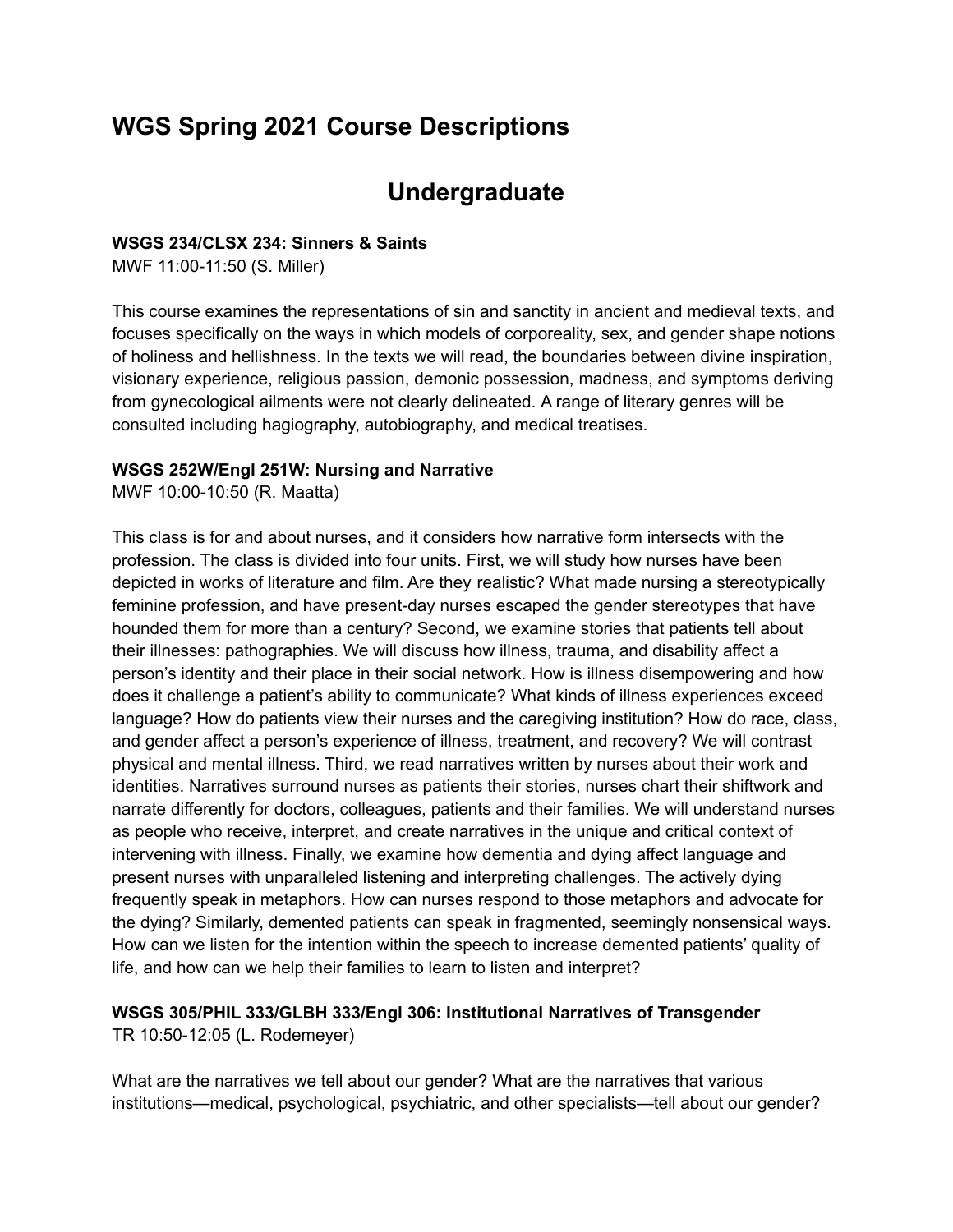# WGS Spring 2021 Course Descriptions

## Undergraduate

**WSGS 234/CLSX 234: Sinners & Saints**
MWF 11:00-11:50 (S. Miller)

This course examines the representations of sin and sanctity in ancient and medieval texts, and focuses specifically on the ways in which models of corporeality, sex, and gender shape notions of holiness and hellishness. In the texts we will read, the boundaries between divine inspiration, visionary experience, religious passion, demonic possession, madness, and symptoms deriving from gynecological ailments were not clearly delineated. A range of literary genres will be consulted including hagiography, autobiography, and medical treatises.

**WSGS 252W/Engl 251W: Nursing and Narrative**
MWF 10:00-10:50 (R. Maatta)

This class is for and about nurses, and it considers how narrative form intersects with the profession. The class is divided into four units. First, we will study how nurses have been depicted in works of literature and film. Are they realistic? What made nursing a stereotypically feminine profession, and have present-day nurses escaped the gender stereotypes that have hounded them for more than a century? Second, we examine stories that patients tell about their illnesses: pathographies. We will discuss how illness, trauma, and disability affect a person's identity and their place in their social network. How is illness disempowering and how does it challenge a patient's ability to communicate? What kinds of illness experiences exceed language? How do patients view their nurses and the caregiving institution? How do race, class, and gender affect a person's experience of illness, treatment, and recovery? We will contrast physical and mental illness. Third, we read narratives written by nurses about their work and identities. Narratives surround nurses as patients their stories, nurses chart their shiftwork and narrate differently for doctors, colleagues, patients and their families. We will understand nurses as people who receive, interpret, and create narratives in the unique and critical context of intervening with illness. Finally, we examine how dementia and dying affect language and present nurses with unparalleled listening and interpreting challenges. The actively dying frequently speak in metaphors. How can nurses respond to those metaphors and advocate for the dying? Similarly, demented patients can speak in fragmented, seemingly nonsensical ways. How can we listen for the intention within the speech to increase demented patients' quality of life, and how can we help their families to learn to listen and interpret?

**WSGS 305/PHIL 333/GLBH 333/Engl 306: Institutional Narratives of Transgender**
TR 10:50-12:05 (L. Rodemeyer)

What are the narratives we tell about our gender? What are the narratives that various institutions—medical, psychological, psychiatric, and other specialists—tell about our gender?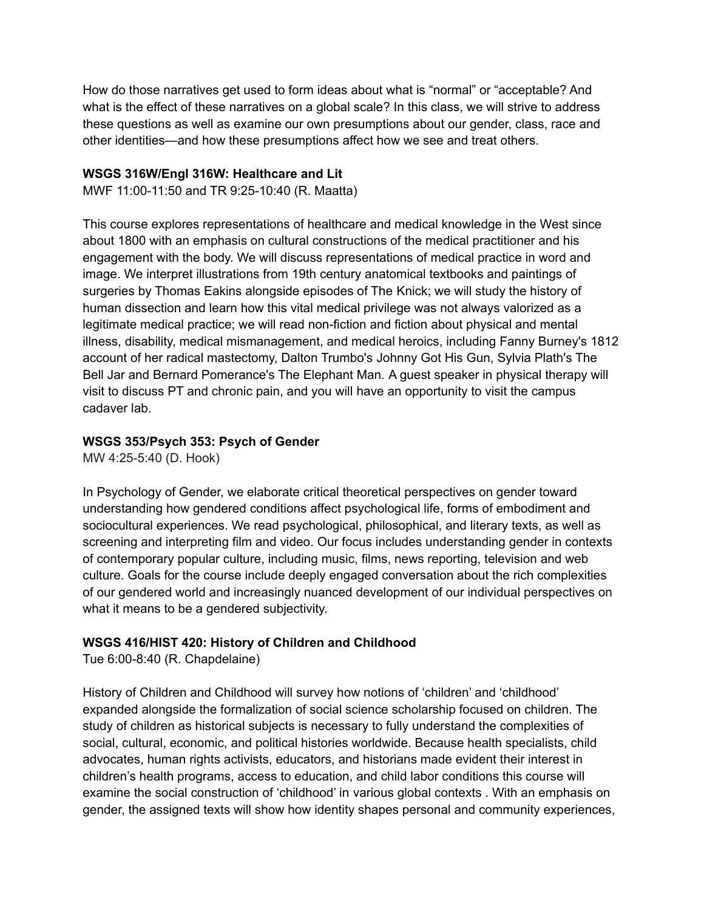How do those narratives get used to form ideas about what is “normal” or “acceptable? And what is the effect of these narratives on a global scale? In this class, we will strive to address these questions as well as examine our own presumptions about our gender, class, race and other identities—and how these presumptions affect how we see and treat others.

**WSGS 316W/Engl 316W: Healthcare and Lit**

MWF 11:00-11:50 and TR 9:25-10:40 (R. Maatta)

This course explores representations of healthcare and medical knowledge in the West since about 1800 with an emphasis on cultural constructions of the medical practitioner and his engagement with the body. We will discuss representations of medical practice in word and image. We interpret illustrations from 19th century anatomical textbooks and paintings of surgeries by Thomas Eakins alongside episodes of The Knick; we will study the history of human dissection and learn how this vital medical privilege was not always valorized as a legitimate medical practice; we will read non-fiction and fiction about physical and mental illness, disability, medical mismanagement, and medical heroics, including Fanny Burney's 1812 account of her radical mastectomy, Dalton Trumbo's Johnny Got His Gun, Sylvia Plath's The Bell Jar and Bernard Pomerance's The Elephant Man. A guest speaker in physical therapy will visit to discuss PT and chronic pain, and you will have an opportunity to visit the campus cadaver lab.

**WSGS 353/Psych 353: Psych of Gender**

MW 4:25-5:40 (D. Hook)

In Psychology of Gender, we elaborate critical theoretical perspectives on gender toward understanding how gendered conditions affect psychological life, forms of embodiment and sociocultural experiences. We read psychological, philosophical, and literary texts, as well as screening and interpreting film and video. Our focus includes understanding gender in contexts of contemporary popular culture, including music, films, news reporting, television and web culture. Goals for the course include deeply engaged conversation about the rich complexities of our gendered world and increasingly nuanced development of our individual perspectives on what it means to be a gendered subjectivity.

**WSGS 416/HIST 420: History of Children and Childhood**

Tue 6:00-8:40 (R. Chapdelaine)

History of Children and Childhood will survey how notions of ‘children’ and ‘childhood’ expanded alongside the formalization of social science scholarship focused on children. The study of children as historical subjects is necessary to fully understand the complexities of social, cultural, economic, and political histories worldwide. Because health specialists, child advocates, human rights activists, educators, and historians made evident their interest in children’s health programs, access to education, and child labor conditions this course will examine the social construction of ‘childhood’ in various global contexts . With an emphasis on gender, the assigned texts will show how identity shapes personal and community experiences,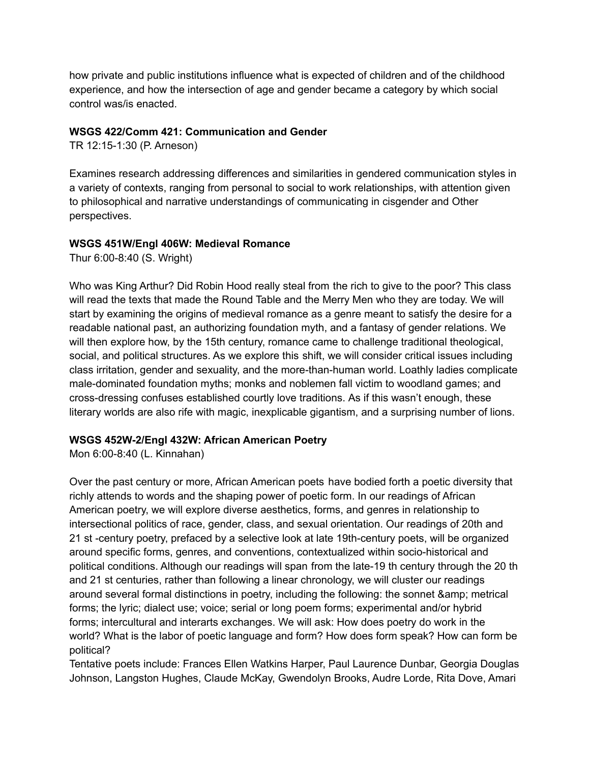how private and public institutions influence what is expected of children and of the childhood experience, and how the intersection of age and gender became a category by which social control was/is enacted.

**WSGS 422/Comm 421: Communication and Gender**
TR 12:15-1:30 (P. Arneson)

Examines research addressing differences and similarities in gendered communication styles in a variety of contexts, ranging from personal to social to work relationships, with attention given to philosophical and narrative understandings of communicating in cisgender and Other perspectives.

**WSGS 451W/Engl 406W: Medieval Romance**
Thur 6:00-8:40 (S. Wright)

Who was King Arthur? Did Robin Hood really steal from the rich to give to the poor? This class will read the texts that made the Round Table and the Merry Men who they are today. We will start by examining the origins of medieval romance as a genre meant to satisfy the desire for a readable national past, an authorizing foundation myth, and a fantasy of gender relations. We will then explore how, by the 15th century, romance came to challenge traditional theological, social, and political structures. As we explore this shift, we will consider critical issues including class irritation, gender and sexuality, and the more-than-human world. Loathly ladies complicate male-dominated foundation myths; monks and noblemen fall victim to woodland games; and cross-dressing confuses established courtly love traditions. As if this wasn't enough, these literary worlds are also rife with magic, inexplicable gigantism, and a surprising number of lions.

**WSGS 452W-2/Engl 432W: African American Poetry**
Mon 6:00-8:40 (L. Kinnahan)

Over the past century or more, African American poets have bodied forth a poetic diversity that richly attends to words and the shaping power of poetic form. In our readings of African American poetry, we will explore diverse aesthetics, forms, and genres in relationship to intersectional politics of race, gender, class, and sexual orientation. Our readings of 20th and 21 st -century poetry, prefaced by a selective look at late 19th-century poets, will be organized around specific forms, genres, and conventions, contextualized within socio-historical and political conditions. Although our readings will span from the late-19 th century through the 20 th and 21 st centuries, rather than following a linear chronology, we will cluster our readings around several formal distinctions in poetry, including the following: the sonnet &amp; metrical forms; the lyric; dialect use; voice; serial or long poem forms; experimental and/or hybrid forms; intercultural and interarts exchanges. We will ask: How does poetry do work in the world? What is the labor of poetic language and form? How does form speak? How can form be political?
Tentative poets include: Frances Ellen Watkins Harper, Paul Laurence Dunbar, Georgia Douglas Johnson, Langston Hughes, Claude McKay, Gwendolyn Brooks, Audre Lorde, Rita Dove, Amari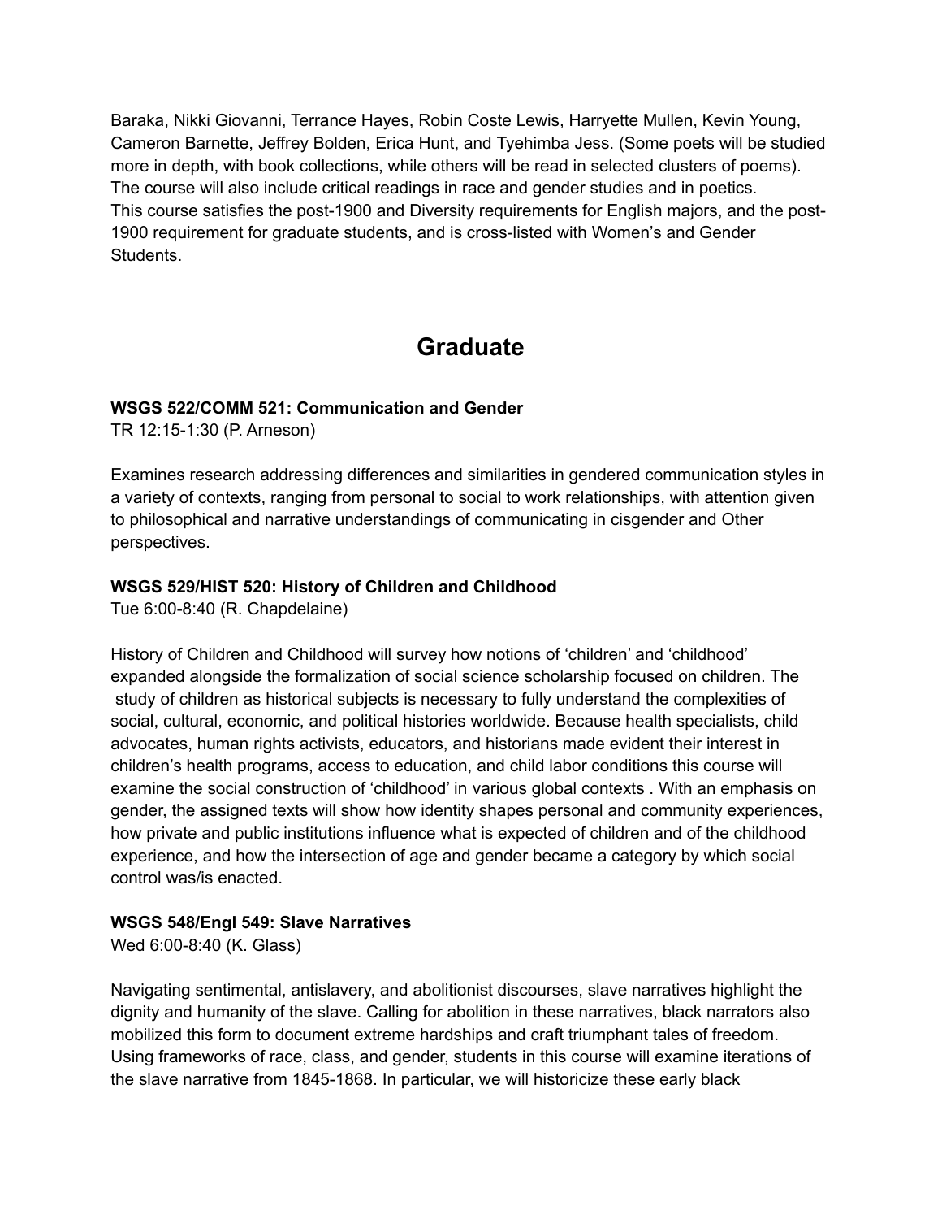Baraka, Nikki Giovanni, Terrance Hayes, Robin Coste Lewis, Harryette Mullen, Kevin Young, Cameron Barnette, Jeffrey Bolden, Erica Hunt, and Tyehimba Jess. (Some poets will be studied more in depth, with book collections, while others will be read in selected clusters of poems). The course will also include critical readings in race and gender studies and in poetics.
This course satisfies the post-1900 and Diversity requirements for English majors, and the post-1900 requirement for graduate students, and is cross-listed with Women's and Gender Students.

# Graduate

**WSGS 522/COMM 521: Communication and Gender**
TR 12:15-1:30 (P. Arneson)

Examines research addressing differences and similarities in gendered communication styles in a variety of contexts, ranging from personal to social to work relationships, with attention given to philosophical and narrative understandings of communicating in cisgender and Other perspectives.

**WSGS 529/HIST 520: History of Children and Childhood**
Tue 6:00-8:40 (R. Chapdelaine)

History of Children and Childhood will survey how notions of 'children' and 'childhood' expanded alongside the formalization of social science scholarship focused on children. The study of children as historical subjects is necessary to fully understand the complexities of social, cultural, economic, and political histories worldwide. Because health specialists, child advocates, human rights activists, educators, and historians made evident their interest in children's health programs, access to education, and child labor conditions this course will examine the social construction of 'childhood' in various global contexts . With an emphasis on gender, the assigned texts will show how identity shapes personal and community experiences, how private and public institutions influence what is expected of children and of the childhood experience, and how the intersection of age and gender became a category by which social control was/is enacted.

**WSGS 548/Engl 549: Slave Narratives**
Wed 6:00-8:40 (K. Glass)

Navigating sentimental, antislavery, and abolitionist discourses, slave narratives highlight the dignity and humanity of the slave. Calling for abolition in these narratives, black narrators also mobilized this form to document extreme hardships and craft triumphant tales of freedom. Using frameworks of race, class, and gender, students in this course will examine iterations of the slave narrative from 1845-1868. In particular, we will historicize these early black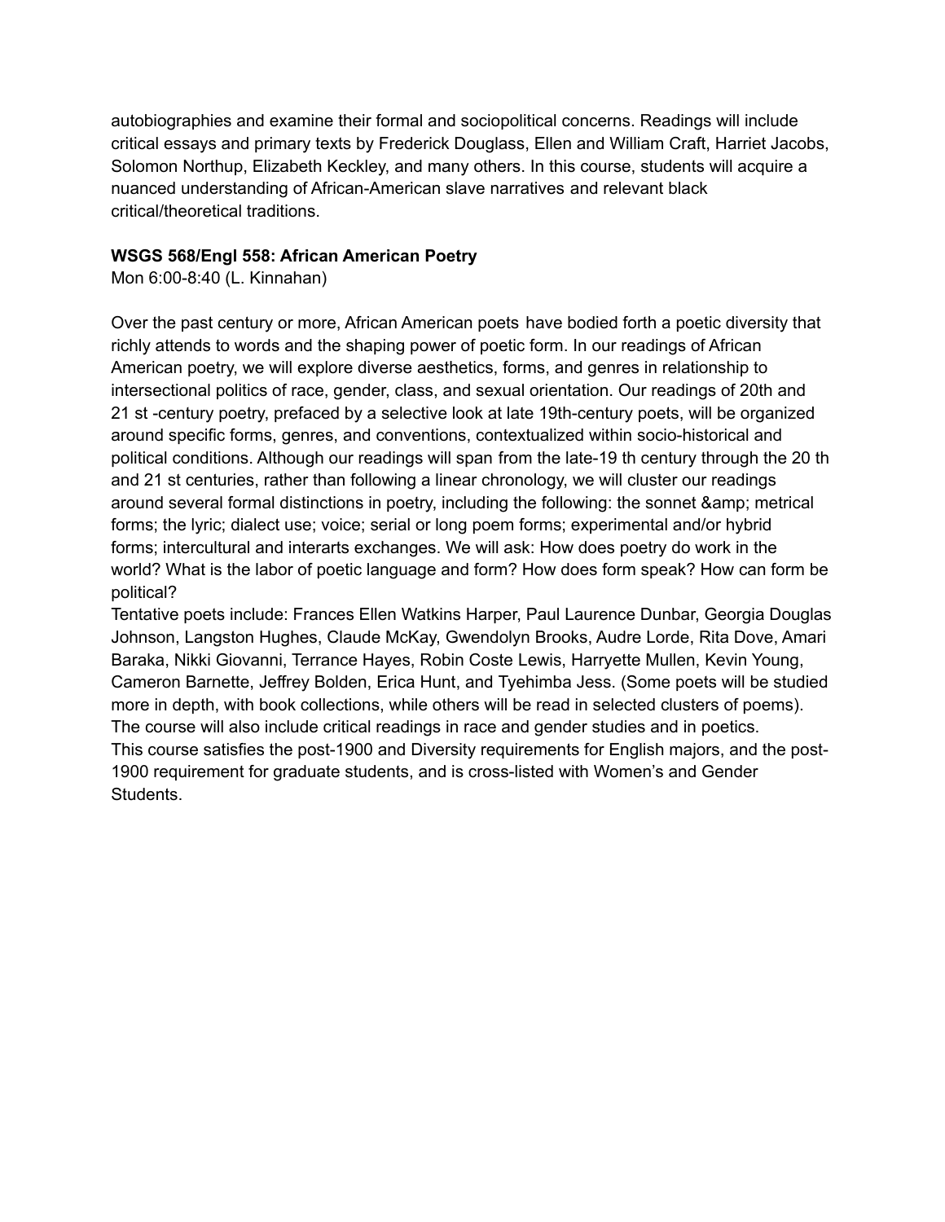autobiographies and examine their formal and sociopolitical concerns. Readings will include critical essays and primary texts by Frederick Douglass, Ellen and William Craft, Harriet Jacobs, Solomon Northup, Elizabeth Keckley, and many others. In this course, students will acquire a nuanced understanding of African-American slave narratives and relevant black critical/theoretical traditions.

**WSGS 568/Engl 558: African American Poetry**

Mon 6:00-8:40 (L. Kinnahan)

Over the past century or more, African American poets have bodied forth a poetic diversity that richly attends to words and the shaping power of poetic form. In our readings of African American poetry, we will explore diverse aesthetics, forms, and genres in relationship to intersectional politics of race, gender, class, and sexual orientation. Our readings of 20th and 21 st -century poetry, prefaced by a selective look at late 19th-century poets, will be organized around specific forms, genres, and conventions, contextualized within socio-historical and political conditions. Although our readings will span from the late-19 th century through the 20 th and 21 st centuries, rather than following a linear chronology, we will cluster our readings around several formal distinctions in poetry, including the following: the sonnet &amp; metrical forms; the lyric; dialect use; voice; serial or long poem forms; experimental and/or hybrid forms; intercultural and interarts exchanges. We will ask: How does poetry do work in the world? What is the labor of poetic language and form? How does form speak? How can form be political?

Tentative poets include: Frances Ellen Watkins Harper, Paul Laurence Dunbar, Georgia Douglas Johnson, Langston Hughes, Claude McKay, Gwendolyn Brooks, Audre Lorde, Rita Dove, Amari Baraka, Nikki Giovanni, Terrance Hayes, Robin Coste Lewis, Harryette Mullen, Kevin Young, Cameron Barnette, Jeffrey Bolden, Erica Hunt, and Tyehimba Jess. (Some poets will be studied more in depth, with book collections, while others will be read in selected clusters of poems). The course will also include critical readings in race and gender studies and in poetics.

This course satisfies the post-1900 and Diversity requirements for English majors, and the post-1900 requirement for graduate students, and is cross-listed with Women's and Gender Students.